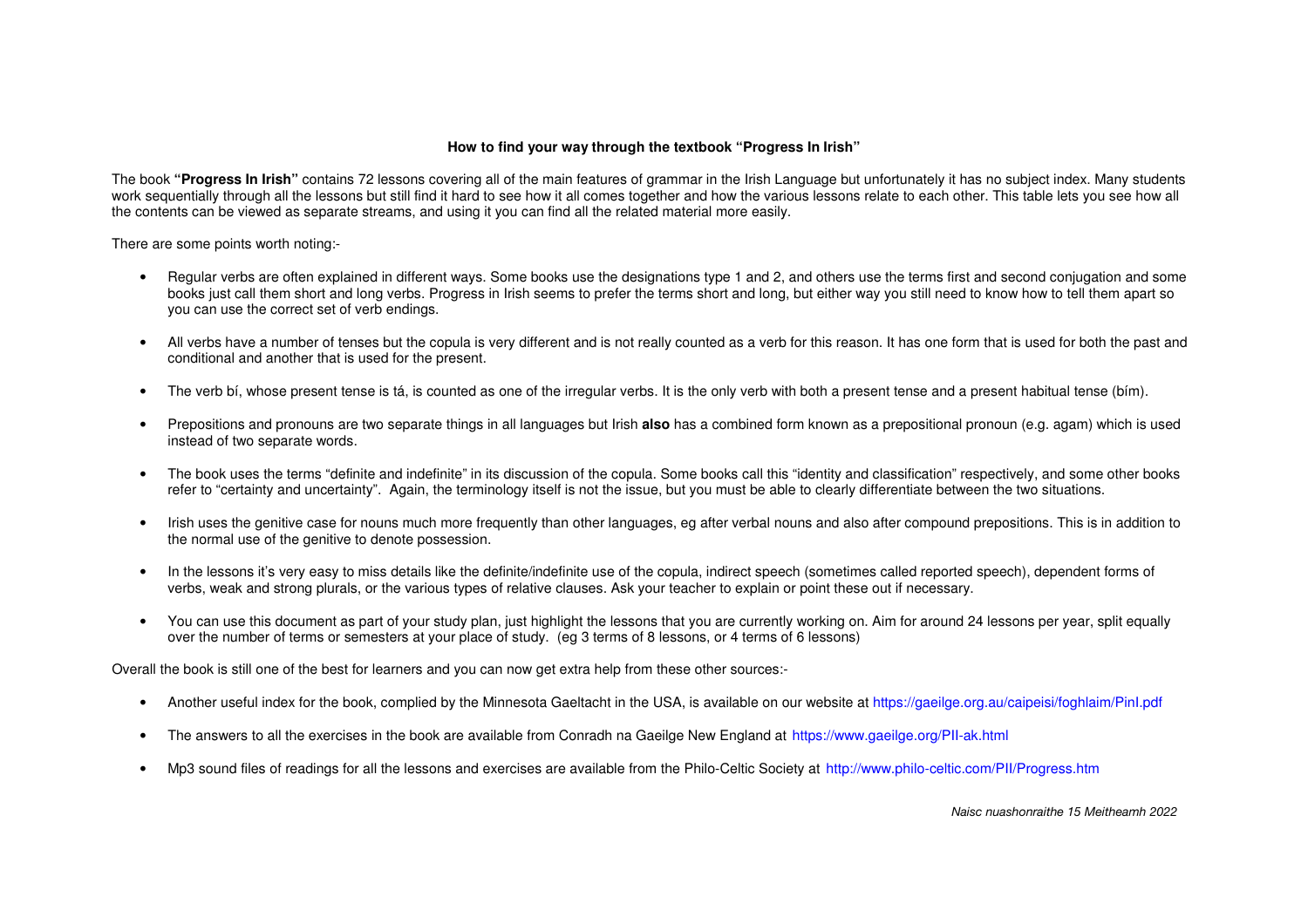### How to find your way through the textbook "Progress In Irish"

The book **"Progress In Irish"** contains 72 lessons covering all of the main features of grammar in the Irish Language but unfortunately it has no subject index. Many students work sequentially through all the lessons but still find it hard to see how it all comes together and how the various lessons relate to each other. This table lets you see how all the contents can be viewed as separate streams, and using it you can find all the related material more easily.

There are some points worth noting:-

- Regular verbs are often explained in different ways. Some books use the designations type 1 and 2, and others use the terms first and second conjugation and some books just call them short and long verbs. Progress in Irish seems to prefer the terms short and long, but either way you still need to know how to tell them apart so you can use the correct set of verb endings.
- All verbs have a number of tenses but the copula is very different and is not really counted as a verb for this reason. It has one form that is used for both the past and conditional and another that is used for the present.
- The verb bí, whose present tense is tá, is counted as one of the irregular verbs. It is the only verb with both a present tense and a present habitual tense (bím).
- Prepositions and pronouns are two separate things in all languages but Irish **also** has a combined form known as a prepositional pronoun (e.g. agam) which is used instead of two separate words.
- The book uses the terms "definite and indefinite" in its discussion of the copula. Some books call this "identity and classification" respectively, and some other books refer to "certainty and uncertainty". Again, the terminology itself is not the issue, but you must be able to clearly differentiate between the two situations.
- Irish uses the genitive case for nouns much more frequently than other languages, eg after verbal nouns and also after compound prepositions. This is in addition to the normal use of the genitive to denote possession.
- In the lessons it's very easy to miss details like the definite/indefinite use of the copula, indirect speech (sometimes called reported speech), dependent forms of verbs, weak and strong plurals, or the various types of relative clauses. Ask your teacher to explain or point these out if necessary.
- You can use this document as part of your study plan, just highlight the lessons that you are currently working on. Aim for around 24 lessons per year, split equally over the number of terms or semesters at your place of study. (eg 3 terms of 8 lessons, or 4 terms of 6 lessons)

Overall the book is still one of the best for learners and you can now get extra help from these other sources:-

- Another useful index for the book, complied by the Minnesota Gaeltacht in the USA, is available on our website at https://gaeilge.org.au/caipeisi/foghlaim/PinI.pdf
- The answers to all the exercises in the book are available from Conradh na Gaeilge New England at https://www.gaeilge.org/PII-ak.html
- Mp3 sound files of readings for all the lessons and exercises are available from the Philo-Celtic Society at http://www.philo-celtic.com/PII/Progress.htm

*Naisc nuashonraithe 15 Meitheamh 2022*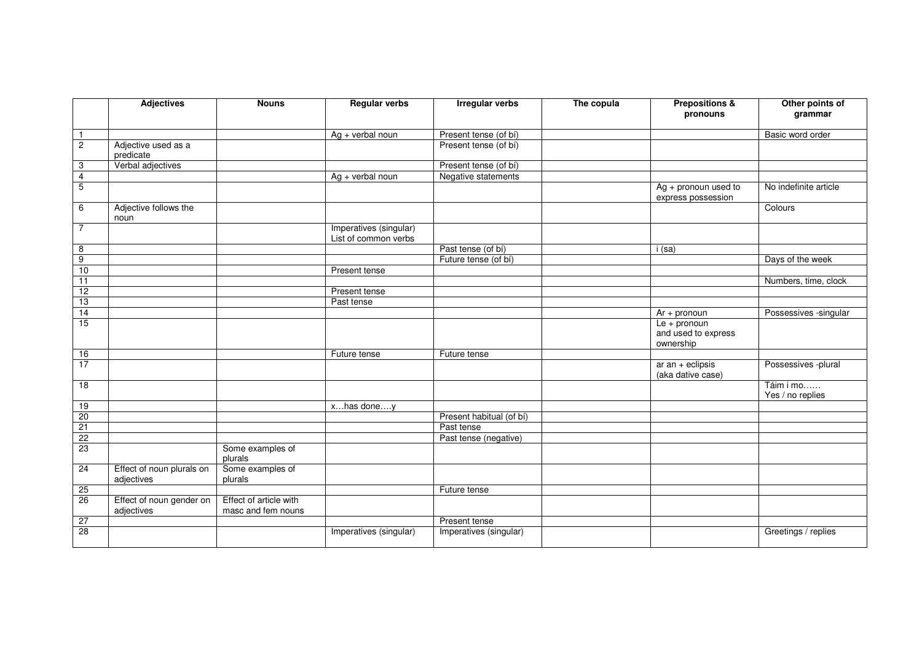| | Adjectives | Nouns | Regular verbs | Irregular verbs | The copula | Prepositions & pronouns | Other points of grammar |
|---|---|---|---|---|---|---|---|
| 1 | | | Ag + verbal noun | Present tense (of bí) | | | Basic word order |
| 2 | Adjective used as a predicate | | | Present tense (of bí) | | | |
| 3 | Verbal adjectives | | | Present tense (of bí) | | | |
| 4 | | | Ag + verbal noun | Negative statements | | | |
| 5 | | | | | | Ag + pronoun used to express possession | No indefinite article |
| 6 | Adjective follows the noun | | | | | | Colours |
| 7 | | | Imperatives (singular) List of common verbs | | | | |
| 8 | | | | Past tense (of bí) | | i (sa) | |
| 9 | | | | Future tense (of bí) | | | Days of the week |
| 10 | | | Present tense | | | | |
| 11 | | | | | | | Numbers, time, clock |
| 12 | | | Present tense | | | | |
| 13 | | | Past tense | | | | |
| 14 | | | | | | Ar + pronoun | Possessives -singular |
| 15 | | | | | | Le + pronoun and used to express ownership | |
| 16 | | | Future tense | Future tense | | | |
| 17 | | | | | | ar an + eclipsis (aka dative case) | Possessives -plural |
| 18 | | | | | | | Táim i mo…… Yes / no replies |
| 19 | | | x…has done….y | | | | |
| 20 | | | | Present habitual (of bí) | | | |
| 21 | | | | Past tense | | | |
| 22 | | | | Past tense (negative) | | | |
| 23 | | Some examples of plurals | | | | | |
| 24 | Effect of noun plurals on adjectives | Some examples of plurals | | | | | |
| 25 | | | | Future tense | | | |
| 26 | Effect of noun gender on adjectives | Effect of article with masc and fem nouns | | | | | |
| 27 | | | | Present tense | | | |
| 28 | | | Imperatives (singular) | Imperatives (singular) | | | Greetings / replies |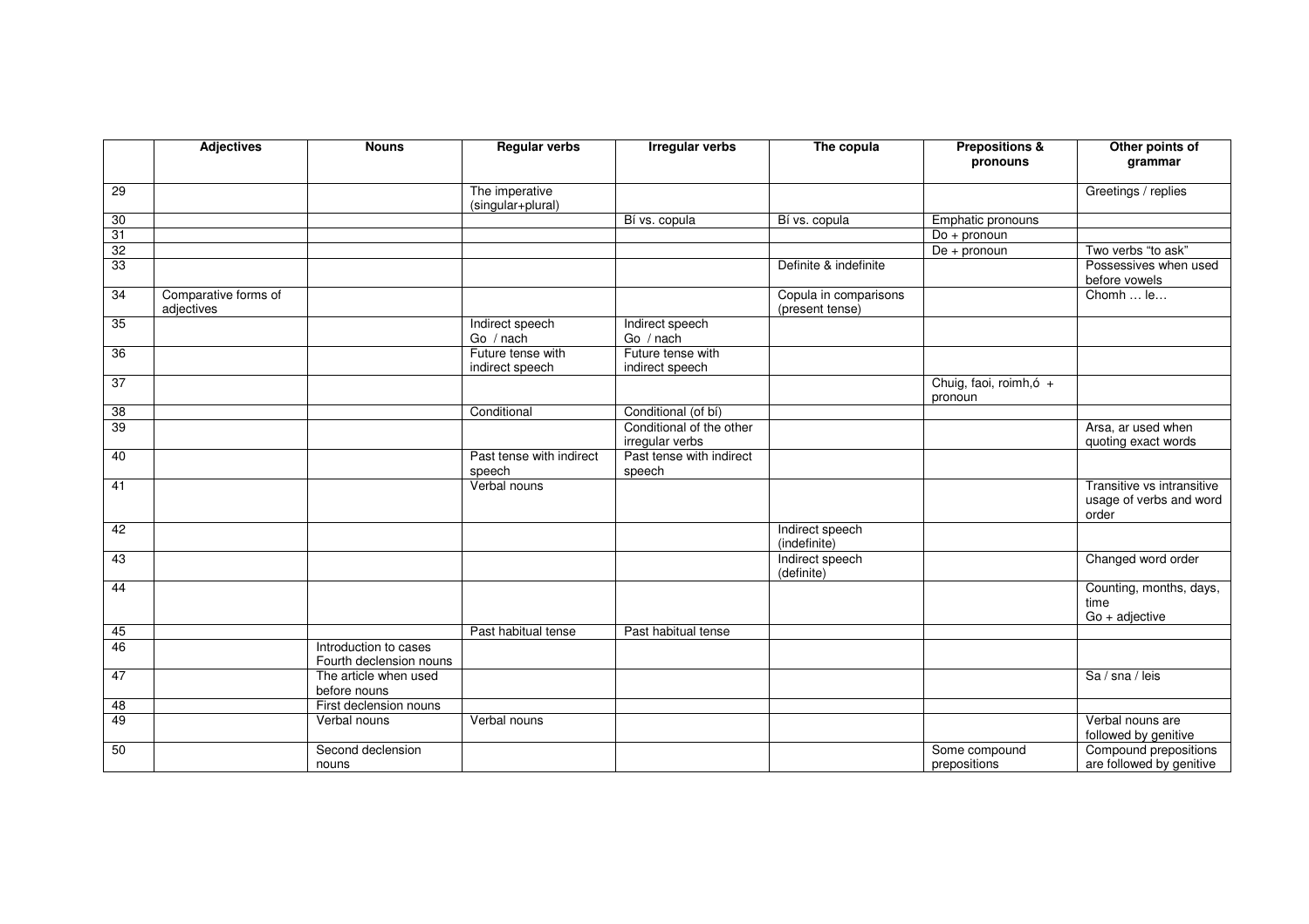| | Adjectives | Nouns | Regular verbs | Irregular verbs | The copula | Prepositions & pronouns | Other points of grammar |
|---|---|---|---|---|---|---|---|
| 29 | | | The imperative (singular+plural) | | | | Greetings / replies |
| 30 | | | | Bí vs. copula | Bí vs. copula | Emphatic pronouns | |
| 31 | | | | | | Do + pronoun | |
| 32 | | | | | | De + pronoun | Two verbs "to ask" |
| 33 | | | | | Definite & indefinite | | Possessives when used before vowels |
| 34 | Comparative forms of adjectives | | | | Copula in comparisons (present tense) | | Chomh … le… |
| 35 | | | Indirect speech Go / nach | Indirect speech Go / nach | | | |
| 36 | | | Future tense with indirect speech | Future tense with indirect speech | | | |
| 37 | | | | | | Chuig, faoi, roimh,ó + pronoun | |
| 38 | | | Conditional | Conditional (of bí) | | | |
| 39 | | | | Conditional of the other irregular verbs | | | Arsa, ar used when quoting exact words |
| 40 | | | Past tense with indirect speech | Past tense with indirect speech | | | |
| 41 | | | Verbal nouns | | | | Transitive vs intransitive usage of verbs and word order |
| 42 | | | | | Indirect speech (indefinite) | | |
| 43 | | | | | Indirect speech (definite) | | Changed word order |
| 44 | | | | | | | Counting, months, days, time Go + adjective |
| 45 | | | Past habitual tense | Past habitual tense | | | |
| 46 | | Introduction to cases Fourth declension nouns | | | | | |
| 47 | | The article when used before nouns | | | | | Sa / sna / leis |
| 48 | | First declension nouns | | | | | |
| 49 | | Verbal nouns | Verbal nouns | | | | Verbal nouns are followed by genitive |
| 50 | | Second declension nouns | | | | Some compound prepositions | Compound prepositions are followed by genitive |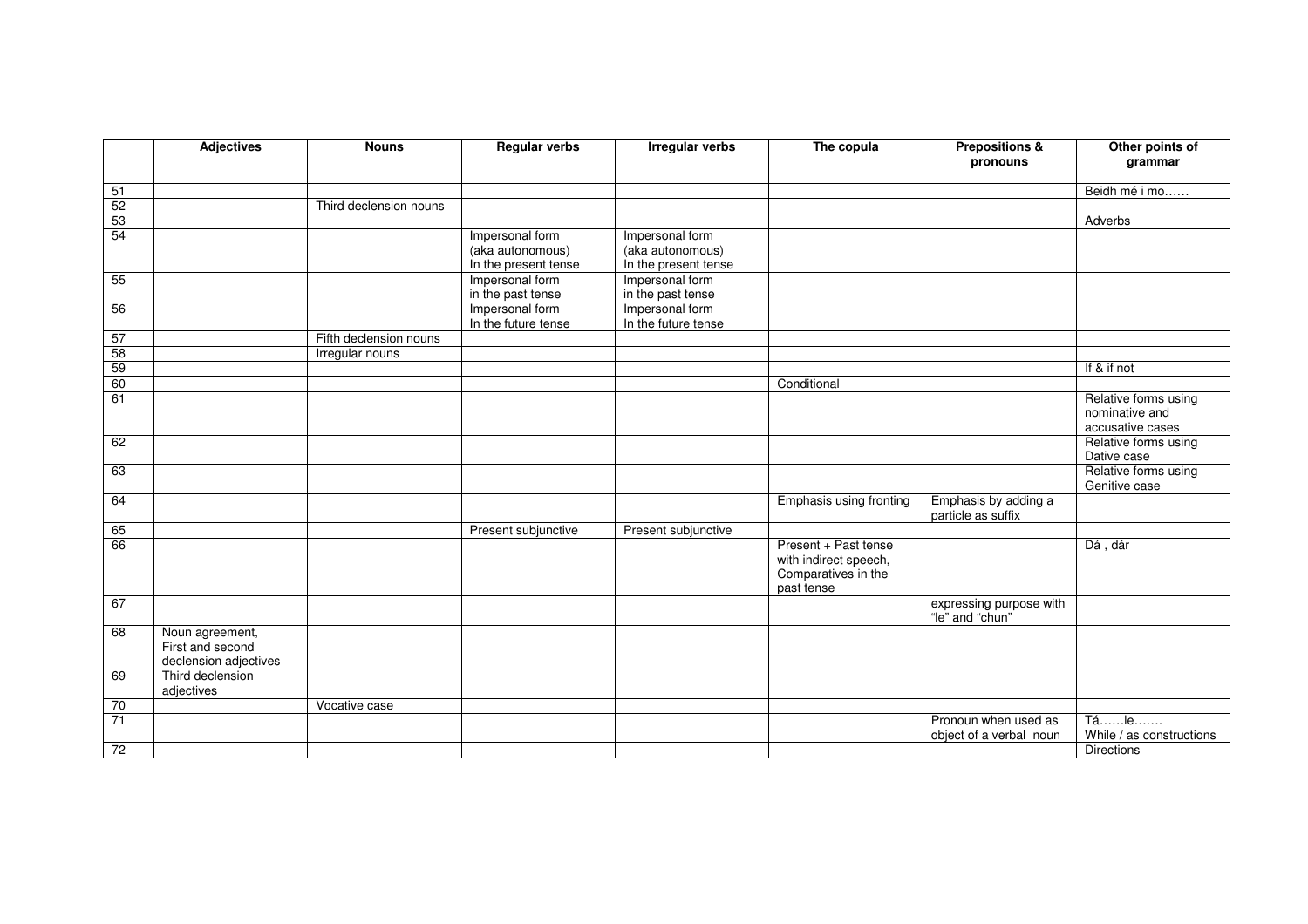| | Adjectives | Nouns | Regular verbs | Irregular verbs | The copula | Prepositions & pronouns | Other points of grammar |
|---|---|---|---|---|---|---|---|
| 51 | | | | | | | Beidh mé i mo…… |
| 52 | | Third declension nouns | | | | | |
| 53 | | | | | | | Adverbs |
| 54 | | | Impersonal form (aka autonomous) In the present tense | Impersonal form (aka autonomous) In the present tense | | | |
| 55 | | | Impersonal form in the past tense | Impersonal form in the past tense | | | |
| 56 | | | Impersonal form In the future tense | Impersonal form In the future tense | | | |
| 57 | | Fifth declension nouns | | | | | |
| 58 | | Irregular nouns | | | | | |
| 59 | | | | | | | If & if not |
| 60 | | | | | Conditional | | |
| 61 | | | | | | | Relative forms using nominative and accusative cases |
| 62 | | | | | | | Relative forms using Dative case |
| 63 | | | | | | | Relative forms using Genitive case |
| 64 | | | | | Emphasis using fronting | Emphasis by adding a particle as suffix | |
| 65 | | | Present subjunctive | Present subjunctive | | | |
| 66 | | | | | Present + Past tense with indirect speech, Comparatives in the past tense | | Dá , dár |
| 67 | | | | | | expressing purpose with "le" and "chun" | |
| 68 | Noun agreement, First and second declension adjectives | | | | | | |
| 69 | Third declension adjectives | | | | | | |
| 70 | | Vocative case | | | | | |
| 71 | | | | | | Pronoun when used as object of a verbal noun | Tá……le……. While / as constructions |
| 72 | | | | | | | Directions |